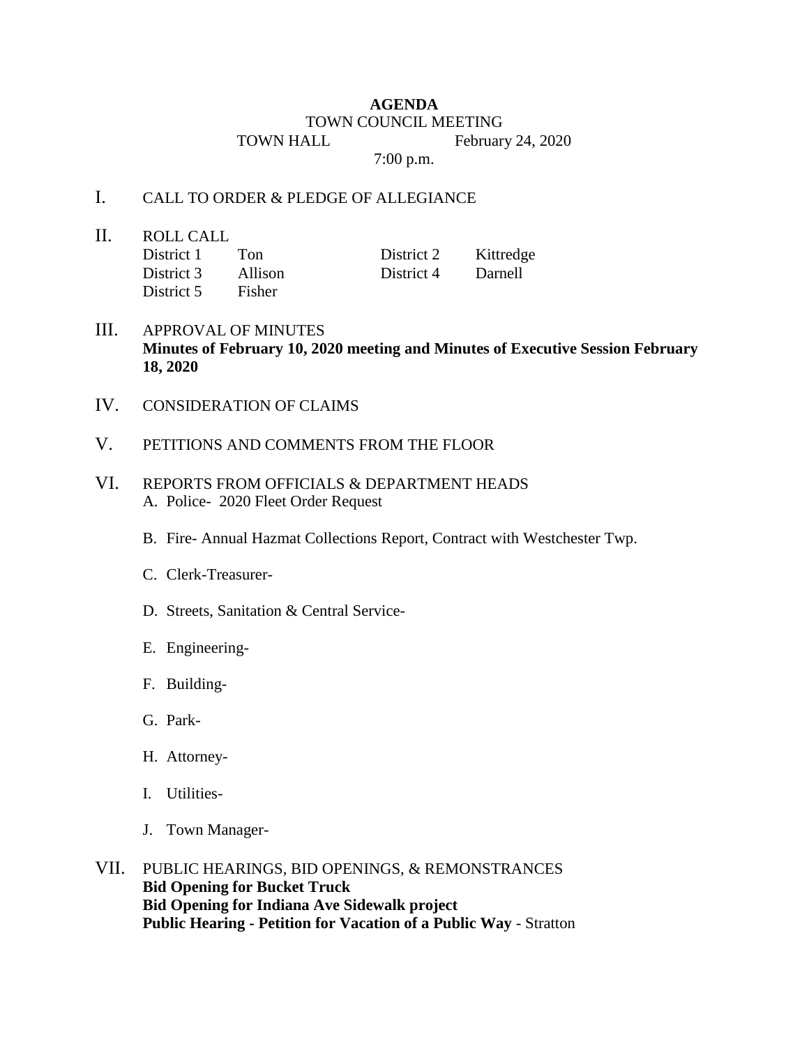**AGENDA**

TOWN COUNCIL MEETING

TOWN HALL February 24, 2020

7:00 p.m.

I. CALL TO ORDER & PLEDGE OF ALLEGIANCE

II. ROLL CALL

| | | | |
|---|---|---|---|
| District 1 | Ton | District 2 | Kittredge |
| District 3 | Allison | District 4 | Darnell |
| District 5 | Fisher | | |

III. APPROVAL OF MINUTES
**Minutes of February 10, 2020 meeting and Minutes of Executive Session February 18, 2020**

IV. CONSIDERATION OF CLAIMS

V. PETITIONS AND COMMENTS FROM THE FLOOR

VI. REPORTS FROM OFFICIALS & DEPARTMENT HEADS

A. Police- 2020 Fleet Order Request

B. Fire- Annual Hazmat Collections Report, Contract with Westchester Twp.

C. Clerk-Treasurer-

D. Streets, Sanitation & Central Service-

E. Engineering-

F. Building-

G. Park-

H. Attorney-

I. Utilities-

J. Town Manager-

VII. PUBLIC HEARINGS, BID OPENINGS, & REMONSTRANCES
**Bid Opening for Bucket Truck**
**Bid Opening for Indiana Ave Sidewalk project**
**Public Hearing - Petition for Vacation of a Public Way** - Stratton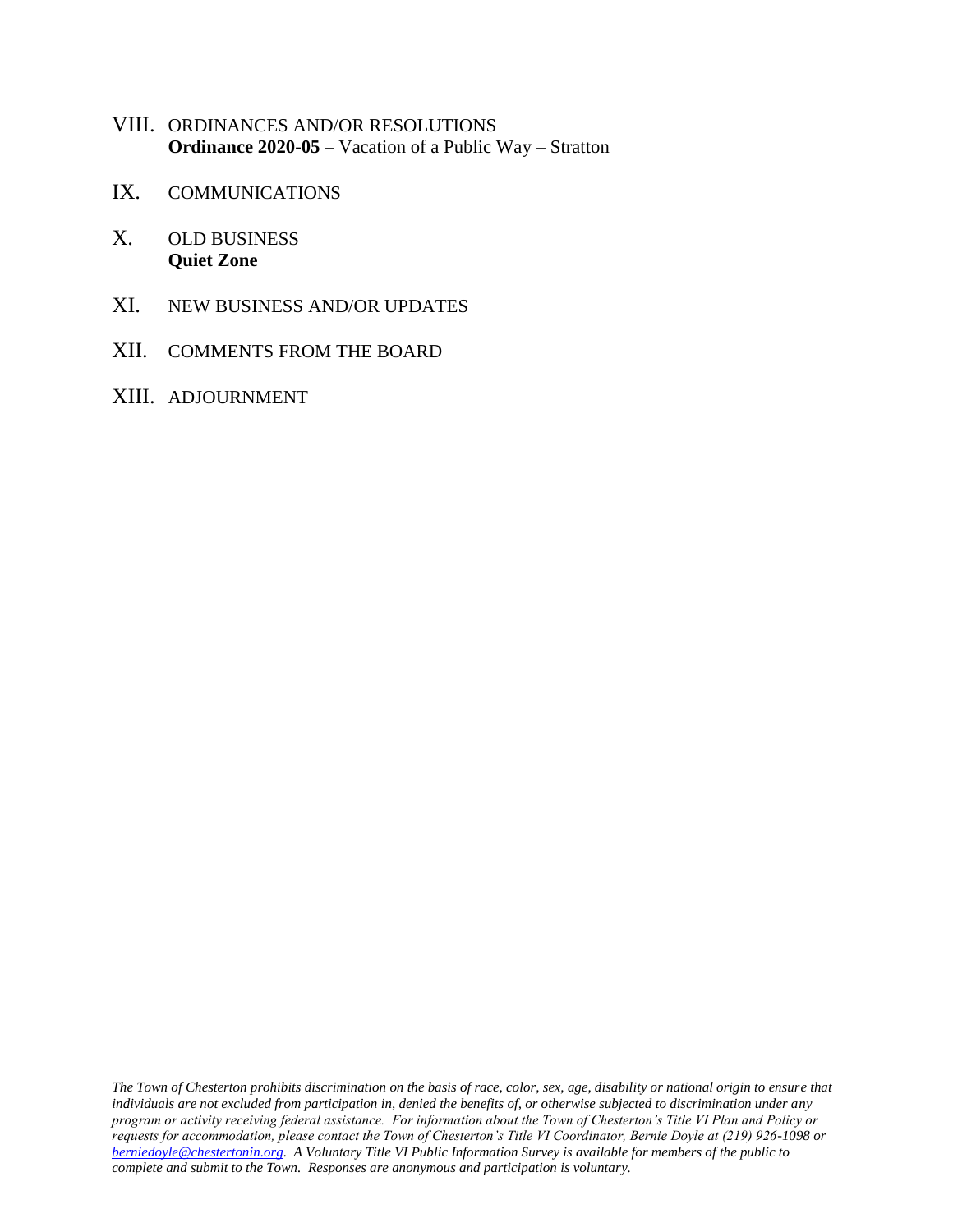VIII. ORDINANCES AND/OR RESOLUTIONS
**Ordinance 2020-05** – Vacation of a Public Way – Stratton

IX. COMMUNICATIONS

X. OLD BUSINESS
**Quiet Zone**

XI. NEW BUSINESS AND/OR UPDATES

XII. COMMENTS FROM THE BOARD

XIII. ADJOURNMENT

*The Town of Chesterton prohibits discrimination on the basis of race, color, sex, age, disability or national origin to ensure that individuals are not excluded from participation in, denied the benefits of, or otherwise subjected to discrimination under any program or activity receiving federal assistance. For information about the Town of Chesterton's Title VI Plan and Policy or requests for accommodation, please contact the Town of Chesterton's Title VI Coordinator, Bernie Doyle at (219) 926-1098 or [berniedoyle@chestertonin.org](mailto:berniedoyle@chestertonin.org). A Voluntary Title VI Public Information Survey is available for members of the public to complete and submit to the Town. Responses are anonymous and participation is voluntary.*